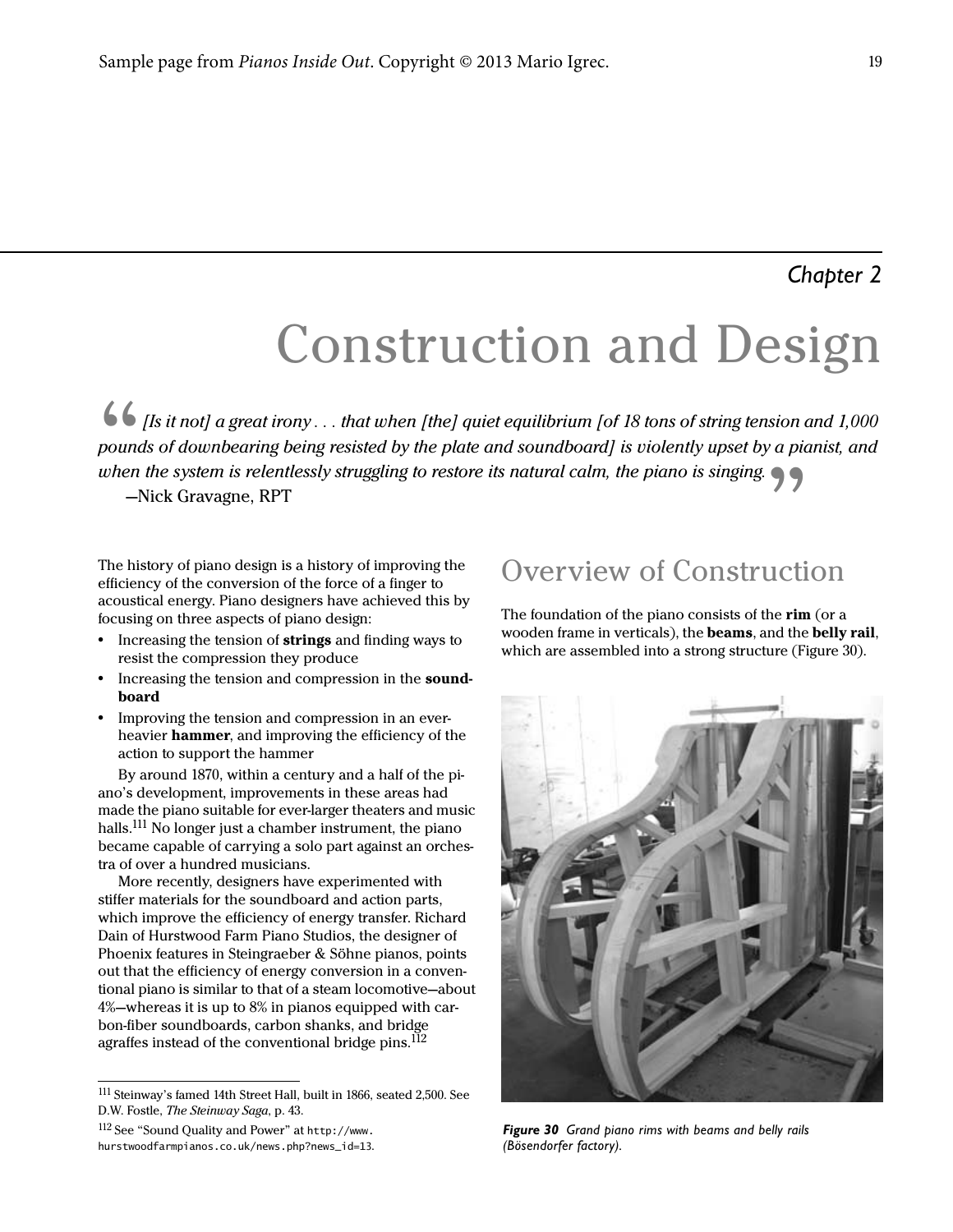*Chapter 2*

# Construction and Design

> *[Is it not] a great irony . . . that when [the] quiet equilibrium [of 18 tons of string tension and 1,000 pounds of downbearing being resisted by the plate and soundboard] is violently upset by a pianist, and when the system is relentlessly struggling to restore its natural calm, the piano is singing.*
>
> —Nick Gravagne, RPT

The history of piano design is a history of improving the efficiency of the conversion of the force of a finger to acoustical energy. Piano designers have achieved this by focusing on three aspects of piano design:

- Increasing the tension of **strings** and finding ways to resist the compression they produce
- Increasing the tension and compression in the **soundboard**
- Improving the tension and compression in an ever-heavier **hammer**, and improving the efficiency of the action to support the hammer

By around 1870, within a century and a half of the piano's development, improvements in these areas had made the piano suitable for ever-larger theaters and music halls.[111] No longer just a chamber instrument, the piano became capable of carrying a solo part against an orchestra of over a hundred musicians.

More recently, designers have experimented with stiffer materials for the soundboard and action parts, which improve the efficiency of energy transfer. Richard Dain of Hurstwood Farm Piano Studios, the designer of Phoenix features in Steingraeber & Söhne pianos, points out that the efficiency of energy conversion in a conventional piano is similar to that of a steam locomotive—about 4%—whereas it is up to 8% in pianos equipped with carbon-fiber soundboards, carbon shanks, and bridge agraffes instead of the conventional bridge pins.[112]

[111] Steinway's famed 14th Street Hall, built in 1866, seated 2,500. See D.W. Fostle, *The Steinway Saga*, p. 43.

[112] See "Sound Quality and Power" at http://www.hurstwoodfarmpianos.co.uk/news.php?news_id=13.

## Overview of Construction

The foundation of the piano consists of the **rim** (or a wooden frame in verticals), the **beams**, and the **belly rail**, which are assembled into a strong structure (Figure 30).

***Figure 30*** *Grand piano rims with beams and belly rails (Bösendorfer factory).*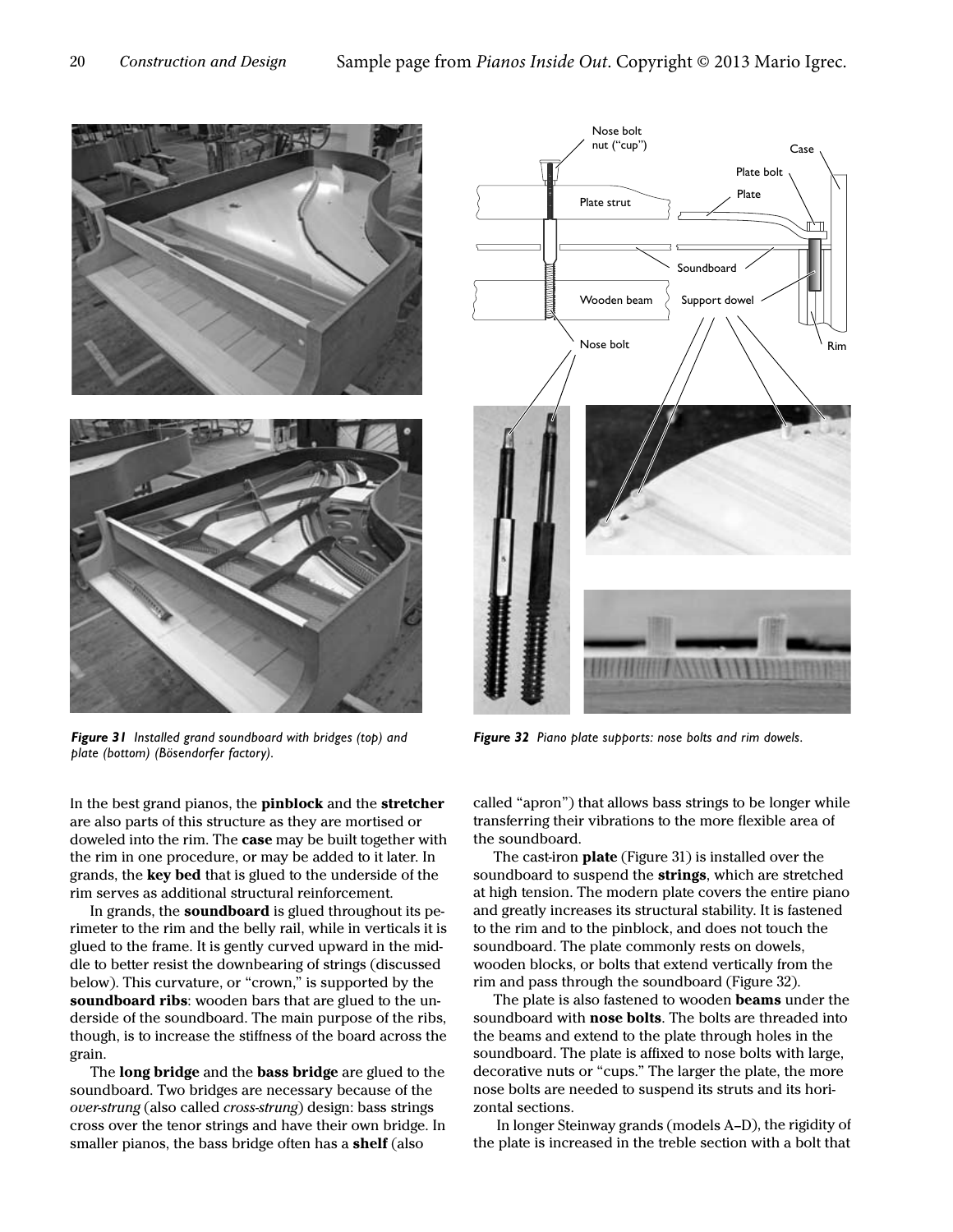*Figure 31 Installed grand soundboard with bridges (top) and plate (bottom) (Bösendorfer factory).*

*Figure 32 Piano plate supports: nose bolts and rim dowels.*

In the best grand pianos, the **pinblock** and the **stretcher** are also parts of this structure as they are mortised or doweled into the rim. The **case** may be built together with the rim in one procedure, or may be added to it later. In grands, the **key bed** that is glued to the underside of the rim serves as additional structural reinforcement.

In grands, the **soundboard** is glued throughout its perimeter to the rim and the belly rail, while in verticals it is glued to the frame. It is gently curved upward in the middle to better resist the downbearing of strings (discussed below). This curvature, or "crown," is supported by the **soundboard ribs**: wooden bars that are glued to the underside of the soundboard. The main purpose of the ribs, though, is to increase the stiffness of the board across the grain.

The **long bridge** and the **bass bridge** are glued to the soundboard. Two bridges are necessary because of the *over-strung* (also called *cross-strung*) design: bass strings cross over the tenor strings and have their own bridge. In smaller pianos, the bass bridge often has a **shelf** (also called "apron") that allows bass strings to be longer while transferring their vibrations to the more flexible area of the soundboard.

The cast-iron **plate** (Figure 31) is installed over the soundboard to suspend the **strings**, which are stretched at high tension. The modern plate covers the entire piano and greatly increases its structural stability. It is fastened to the rim and to the pinblock, and does not touch the soundboard. The plate commonly rests on dowels, wooden blocks, or bolts that extend vertically from the rim and pass through the soundboard (Figure 32).

The plate is also fastened to wooden **beams** under the soundboard with **nose bolts**. The bolts are threaded into the beams and extend to the plate through holes in the soundboard. The plate is affixed to nose bolts with large, decorative nuts or "cups." The larger the plate, the more nose bolts are needed to suspend its struts and its horizontal sections.

In longer Steinway grands (models A–D), the rigidity of the plate is increased in the treble section with a bolt that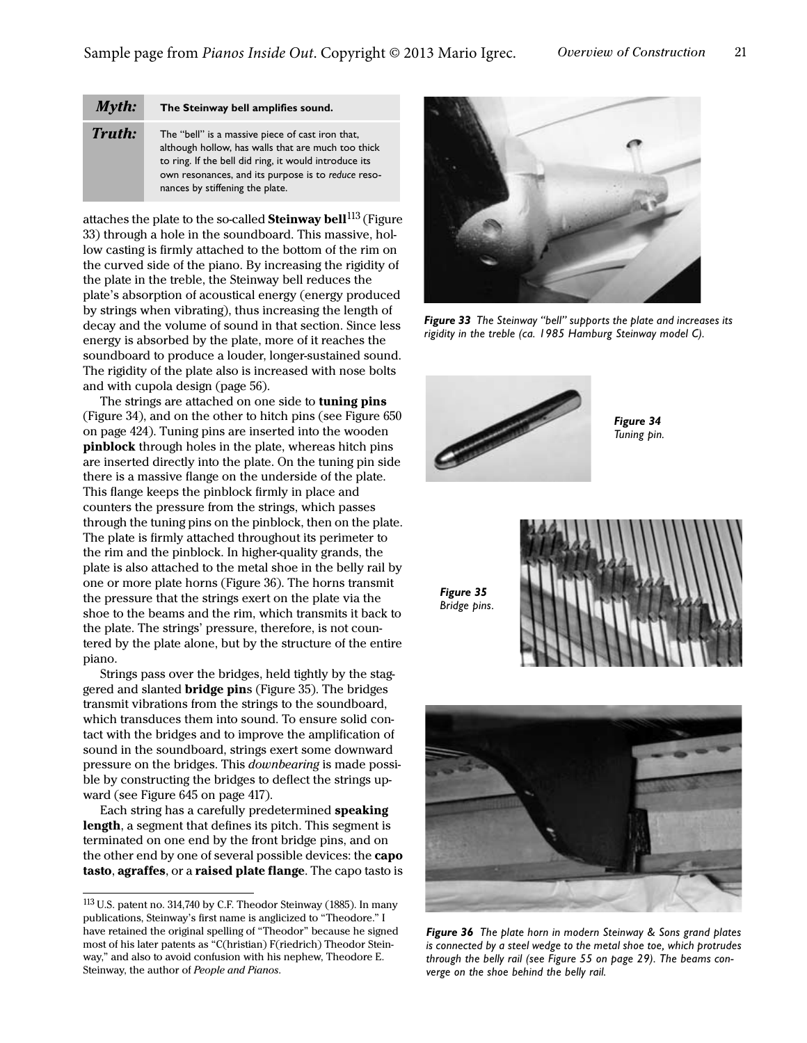| *Myth:* | **The Steinway bell amplifies sound.** |
| --- | --- |
| *Truth:* | The "bell" is a massive piece of cast iron that, although hollow, has walls that are much too thick to ring. If the bell did ring, it would introduce its own resonances, and its purpose is to *reduce* resonances by stiffening the plate. |

attaches the plate to the so-called **Steinway bell**[113] (Figure 33) through a hole in the soundboard. This massive, hollow casting is firmly attached to the bottom of the rim on the curved side of the piano. By increasing the rigidity of the plate in the treble, the Steinway bell reduces the plate's absorption of acoustical energy (energy produced by strings when vibrating), thus increasing the length of decay and the volume of sound in that section. Since less energy is absorbed by the plate, more of it reaches the soundboard to produce a louder, longer-sustained sound. The rigidity of the plate also is increased with nose bolts and with cupola design (page 56).

The strings are attached on one side to **tuning pins** (Figure 34), and on the other to hitch pins (see Figure 650 on page 424). Tuning pins are inserted into the wooden **pinblock** through holes in the plate, whereas hitch pins are inserted directly into the plate. On the tuning pin side there is a massive flange on the underside of the plate. This flange keeps the pinblock firmly in place and counters the pressure from the strings, which passes through the tuning pins on the pinblock, then on the plate. The plate is firmly attached throughout its perimeter to the rim and the pinblock. In higher-quality grands, the plate is also attached to the metal shoe in the belly rail by one or more plate horns (Figure 36). The horns transmit the pressure that the strings exert on the plate via the shoe to the beams and the rim, which transmits it back to the plate. The strings' pressure, therefore, is not countered by the plate alone, but by the structure of the entire piano.

Strings pass over the bridges, held tightly by the staggered and slanted **bridge pins** (Figure 35). The bridges transmit vibrations from the strings to the soundboard, which transduces them into sound. To ensure solid contact with the bridges and to improve the amplification of sound in the soundboard, strings exert some downward pressure on the bridges. This *downbearing* is made possible by constructing the bridges to deflect the strings upward (see Figure 645 on page 417).

Each string has a carefully predetermined **speaking length**, a segment that defines its pitch. This segment is terminated on one end by the front bridge pins, and on the other end by one of several possible devices: the **capo tasto**, **agraffes**, or a **raised plate flange**. The capo tasto is

*Figure 33 The Steinway "bell" supports the plate and increases its rigidity in the treble (ca. 1985 Hamburg Steinway model C).*

*Figure 34 Tuning pin.*

*Figure 35 Bridge pins.*

*Figure 36 The plate horn in modern Steinway & Sons grand plates is connected by a steel wedge to the metal shoe toe, which protrudes through the belly rail (see Figure 55 on page 29). The beams converge on the shoe behind the belly rail.*

---

[113] U.S. patent no. 314,740 by C.F. Theodor Steinway (1885). In many publications, Steinway's first name is anglicized to "Theodore." I have retained the original spelling of "Theodor" because he signed most of his later patents as "C(hristian) F(riedrich) Theodor Steinway," and also to avoid confusion with his nephew, Theodore E. Steinway, the author of *People and Pianos*.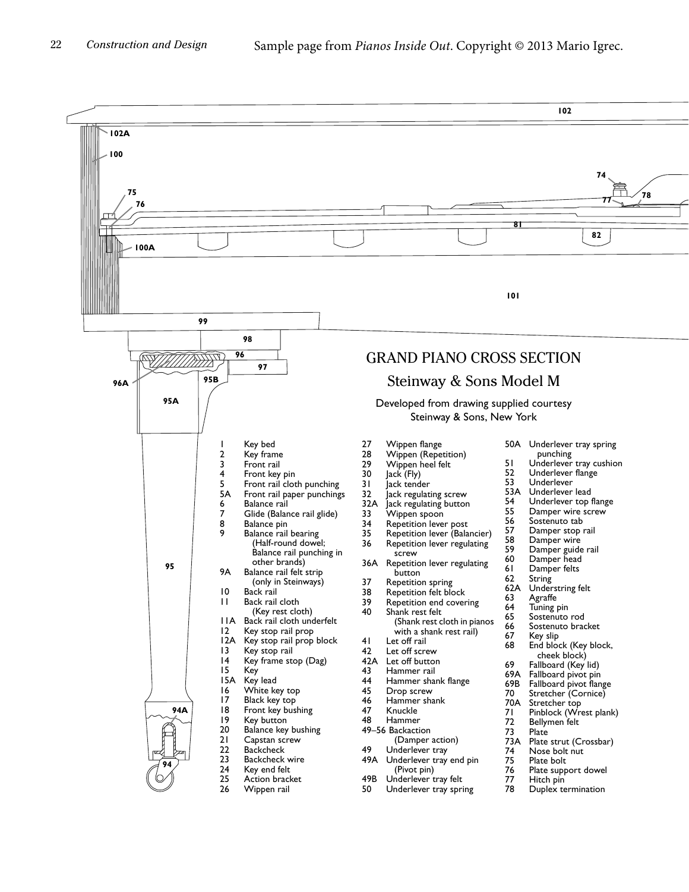# GRAND PIANO CROSS SECTION

## Steinway & Sons Model M

Developed from drawing supplied courtesy
Steinway & Sons, New York

1 Key bed
2 Key frame
3 Front rail
4 Front key pin
5 Front rail cloth punching
5A Front rail paper punchings
6 Balance rail
7 Glide (Balance rail glide)
8 Balance pin
9 Balance rail bearing (Half-round dowel; Balance rail punching in other brands)
9A Balance rail felt strip (only in Steinways)
10 Back rail
11 Back rail cloth (Key rest cloth)
11A Back rail cloth underfelt
12 Key stop rail prop
12A Key stop rail prop block
13 Key stop rail
14 Key frame stop (Dag)
15 Key
15A Key lead
16 White key top
17 Black key top
18 Front key bushing
19 Key button
20 Balance key bushing
21 Capstan screw
22 Backcheck
23 Backcheck wire
24 Key end felt
25 Action bracket
26 Wippen rail
27 Wippen flange
28 Wippen (Repetition)
29 Wippen heel felt
30 Jack (Fly)
31 Jack tender
32 Jack regulating screw
32A Jack regulating button
33 Wippen spoon
34 Repetition lever post
35 Repetition lever (Balancier)
36 Repetition lever regulating screw
36A Repetition lever regulating button
37 Repetition spring
38 Repetition felt block
39 Repetition end covering
40 Shank rest felt (Shank rest cloth in pianos with a shank rest rail)
41 Let off rail
42 Let off screw
42A Let off button
43 Hammer rail
44 Hammer shank flange
45 Drop screw
46 Hammer shank
47 Knuckle
48 Hammer
49–56 Backaction (Damper action)
49 Underlever tray
49A Underlever tray end pin (Pivot pin)
49B Underlever tray felt
50 Underlever tray spring
50A Underlever tray spring punching
51 Underlever tray cushion
52 Underlever flange
53 Underlever
53A Underlever lead
54 Underlever top flange
55 Damper wire screw
56 Sostenuto tab
57 Damper stop rail
58 Damper wire
59 Damper guide rail
60 Damper head
61 Damper felts
62 String
62A Understring felt
63 Agraffe
64 Tuning pin
65 Sostenuto rod
66 Sostenuto bracket
67 Key slip
68 End block (Key block, cheek block)
69 Fallboard (Key lid)
69A Fallboard pivot pin
69B Fallboard pivot flange
70 Stretcher (Cornice)
70A Stretcher top
71 Pinblock (Wrest plank)
72 Bellymen felt
73 Plate
73A Plate strut (Crossbar)
74 Nose bolt nut
75 Plate bolt
76 Plate support dowel
77 Hitch pin
78 Duplex termination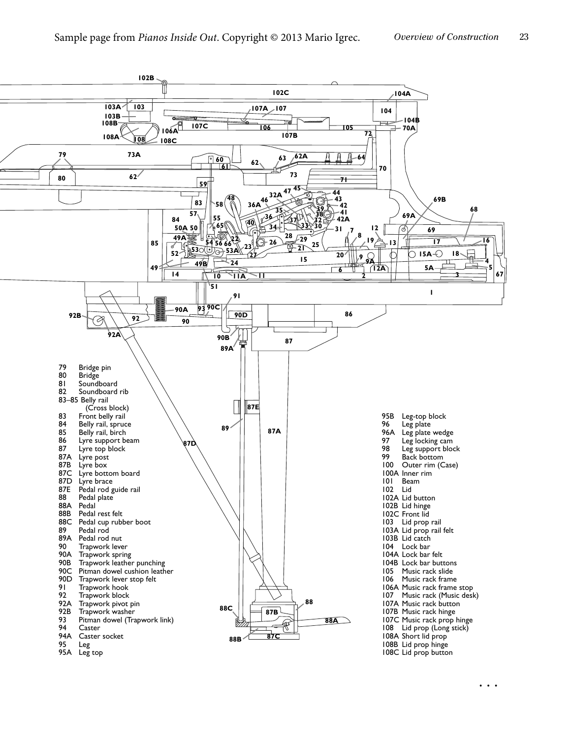79 Bridge pin
80 Bridge
81 Soundboard
82 Soundboard rib
83–85 Belly rail
(Cross block)
83 Front belly rail
84 Belly rail, spruce
85 Belly rail, birch
86 Lyre support beam
87 Lyre top block
87A Lyre post
87B Lyre box
87C Lyre bottom board
87D Lyre brace
87E Pedal rod guide rail
88 Pedal plate
88A Pedal
88B Pedal rest felt
88C Pedal cup rubber boot
89 Pedal rod
89A Pedal rod nut
90 Trapwork lever
90A Trapwork spring
90B Trapwork leather punching
90C Pitman dowel cushion leather
90D Trapwork lever stop felt
91 Trapwork hook
92 Trapwork block
92A Trapwork pivot pin
92B Trapwork washer
93 Pitman dowel (Trapwork link)
94 Caster
94A Caster socket
95 Leg
95A Leg top

95B Leg-top block
96 Leg plate
96A Leg plate wedge
97 Leg locking cam
98 Leg support block
99 Back bottom
100 Outer rim (Case)
100A Inner rim
101 Beam
102 Lid
102A Lid button
102B Lid hinge
102C Front lid
103 Lid prop rail
103A Lid prop rail felt
103B Lid catch
104 Lock bar
104A Lock bar felt
104B Lock bar buttons
105 Music rack slide
106 Music rack frame
106A Music rack frame stop
107 Music rack (Music desk)
107A Music rack button
107B Music rack hinge
107C Music rack prop hinge
108 Lid prop (Long stick)
108A Short lid prop
108B Lid prop hinge
108C Lid prop button

. . .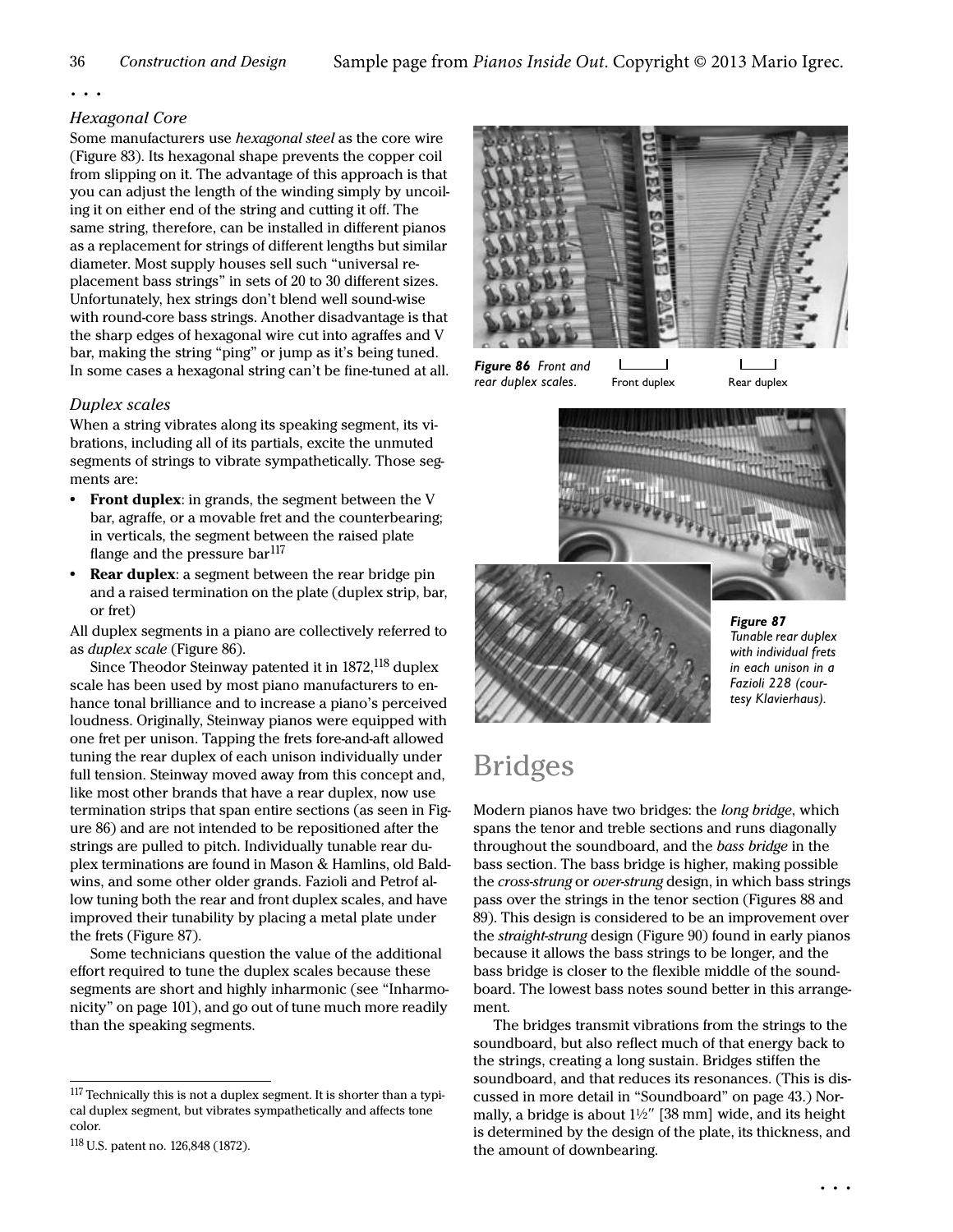• • •

### Hexagonal Core

Some manufacturers use *hexagonal steel* as the core wire (Figure 83). Its hexagonal shape prevents the copper coil from slipping on it. The advantage of this approach is that you can adjust the length of the winding simply by uncoiling it on either end of the string and cutting it off. The same string, therefore, can be installed in different pianos as a replacement for strings of different lengths but similar diameter. Most supply houses sell such "universal replacement bass strings" in sets of 20 to 30 different sizes. Unfortunately, hex strings don't blend well sound-wise with round-core bass strings. Another disadvantage is that the sharp edges of hexagonal wire cut into agraffes and V bar, making the string "ping" or jump as it's being tuned. In some cases a hexagonal string can't be fine-tuned at all.

### Duplex scales

When a string vibrates along its speaking segment, its vibrations, including all of its partials, excite the unmuted segments of strings to vibrate sympathetically. Those segments are:

- **Front duplex**: in grands, the segment between the V bar, agraffe, or a movable fret and the counterbearing; in verticals, the segment between the raised plate flange and the pressure bar[117]
- **Rear duplex**: a segment between the rear bridge pin and a raised termination on the plate (duplex strip, bar, or fret)

All duplex segments in a piano are collectively referred to as *duplex scale* (Figure 86).

Since Theodor Steinway patented it in 1872,[118] duplex scale has been used by most piano manufacturers to enhance tonal brilliance and to increase a piano's perceived loudness. Originally, Steinway pianos were equipped with one fret per unison. Tapping the frets fore-and-aft allowed tuning the rear duplex of each unison individually under full tension. Steinway moved away from this concept and, like most other brands that have a rear duplex, now use termination strips that span entire sections (as seen in Figure 86) and are not intended to be repositioned after the strings are pulled to pitch. Individually tunable rear duplex terminations are found in Mason & Hamlins, old Baldwins, and some other older grands. Fazioli and Petrof allow tuning both the rear and front duplex scales, and have improved their tunability by placing a metal plate under the frets (Figure 87).

Some technicians question the value of the additional effort required to tune the duplex scales because these segments are short and highly inharmonic (see "Inharmonicity" on page 101), and go out of tune much more readily than the speaking segments.

*Figure 86 Front and rear duplex scales.* Front duplex Rear duplex

*Figure 87 Tunable rear duplex with individual frets in each unison in a Fazioli 228 (courtesy Klavierhaus).*

## Bridges

Modern pianos have two bridges: the *long bridge*, which spans the tenor and treble sections and runs diagonally throughout the soundboard, and the *bass bridge* in the bass section. The bass bridge is higher, making possible the *cross-strung* or *over-strung* design, in which bass strings pass over the strings in the tenor section (Figures 88 and 89). This design is considered to be an improvement over the *straight-strung* design (Figure 90) found in early pianos because it allows the bass strings to be longer, and the bass bridge is closer to the flexible middle of the soundboard. The lowest bass notes sound better in this arrangement.

The bridges transmit vibrations from the strings to the soundboard, but also reflect much of that energy back to the strings, creating a long sustain. Bridges stiffen the soundboard, and that reduces its resonances. (This is discussed in more detail in "Soundboard" on page 43.) Normally, a bridge is about 1½″ [38 mm] wide, and its height is determined by the design of the plate, its thickness, and the amount of downbearing.

• • •

---

[117] Technically this is not a duplex segment. It is shorter than a typical duplex segment, but vibrates sympathetically and affects tone color.

[118] U.S. patent no. 126,848 (1872).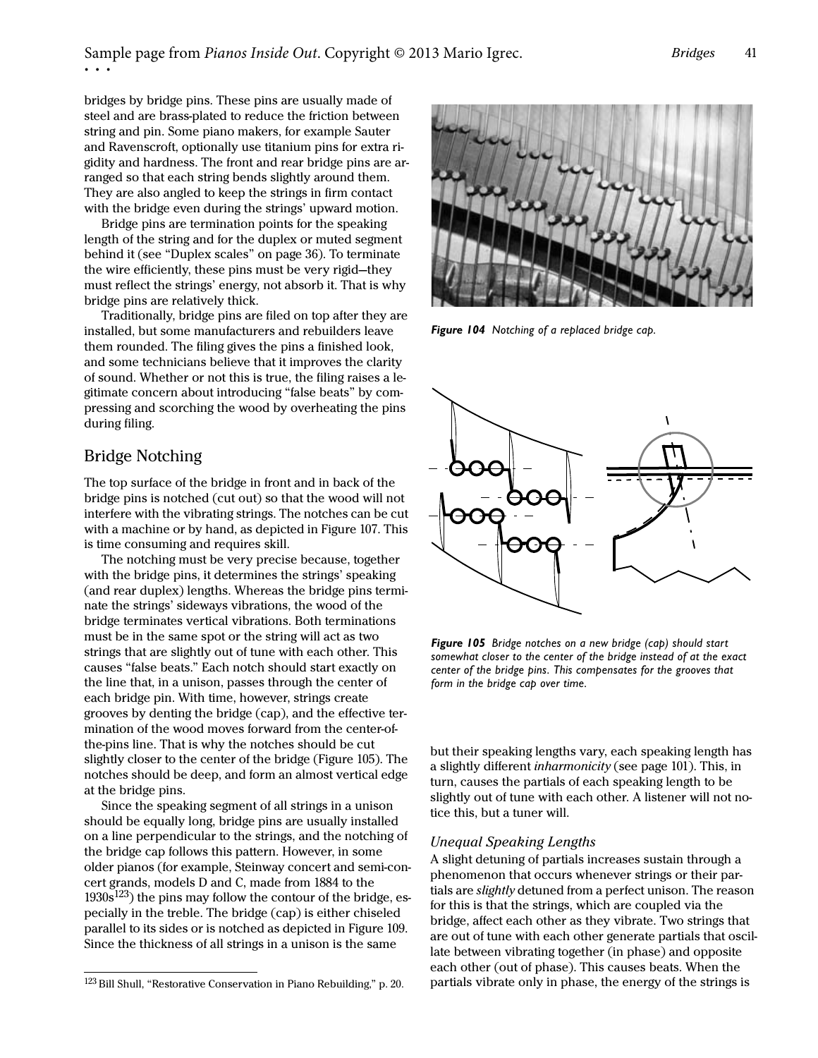bridges by bridge pins. These pins are usually made of steel and are brass-plated to reduce the friction between string and pin. Some piano makers, for example Sauter and Ravenscroft, optionally use titanium pins for extra rigidity and hardness. The front and rear bridge pins are arranged so that each string bends slightly around them. They are also angled to keep the strings in firm contact with the bridge even during the strings' upward motion.

Bridge pins are termination points for the speaking length of the string and for the duplex or muted segment behind it (see "Duplex scales" on page 36). To terminate the wire efficiently, these pins must be very rigid—they must reflect the strings' energy, not absorb it. That is why bridge pins are relatively thick.

Traditionally, bridge pins are filed on top after they are installed, but some manufacturers and rebuilders leave them rounded. The filing gives the pins a finished look, and some technicians believe that it improves the clarity of sound. Whether or not this is true, the filing raises a legitimate concern about introducing "false beats" by compressing and scorching the wood by overheating the pins during filing.

## Bridge Notching

The top surface of the bridge in front and in back of the bridge pins is notched (cut out) so that the wood will not interfere with the vibrating strings. The notches can be cut with a machine or by hand, as depicted in Figure 107. This is time consuming and requires skill.

The notching must be very precise because, together with the bridge pins, it determines the strings' speaking (and rear duplex) lengths. Whereas the bridge pins terminate the strings' sideways vibrations, the wood of the bridge terminates vertical vibrations. Both terminations must be in the same spot or the string will act as two strings that are slightly out of tune with each other. This causes "false beats." Each notch should start exactly on the line that, in a unison, passes through the center of each bridge pin. With time, however, strings create grooves by denting the bridge (cap), and the effective termination of the wood moves forward from the center-of-the-pins line. That is why the notches should be cut slightly closer to the center of the bridge (Figure 105). The notches should be deep, and form an almost vertical edge at the bridge pins.

Since the speaking segment of all strings in a unison should be equally long, bridge pins are usually installed on a line perpendicular to the strings, and the notching of the bridge cap follows this pattern. However, in some older pianos (for example, Steinway concert and semi-concert grands, models D and C, made from 1884 to the 1930s[123]) the pins may follow the contour of the bridge, especially in the treble. The bridge (cap) is either chiseled parallel to its sides or is notched as depicted in Figure 109. Since the thickness of all strings in a unison is the same but their speaking lengths vary, each speaking length has a slightly different *inharmonicity* (see page 101). This, in turn, causes the partials of each speaking length to be slightly out of tune with each other. A listener will not notice this, but a tuner will.

[123] Bill Shull, "Restorative Conservation in Piano Rebuilding," p. 20.

***Figure 104*** *Notching of a replaced bridge cap.*

***Figure 105*** *Bridge notches on a new bridge (cap) should start somewhat closer to the center of the bridge instead of at the exact center of the bridge pins. This compensates for the grooves that form in the bridge cap over time.*

### *Unequal Speaking Lengths*

A slight detuning of partials increases sustain through a phenomenon that occurs whenever strings or their partials are *slightly* detuned from a perfect unison. The reason for this is that the strings, which are coupled via the bridge, affect each other as they vibrate. Two strings that are out of tune with each other generate partials that oscillate between vibrating together (in phase) and opposite each other (out of phase). This causes beats. When the partials vibrate only in phase, the energy of the strings is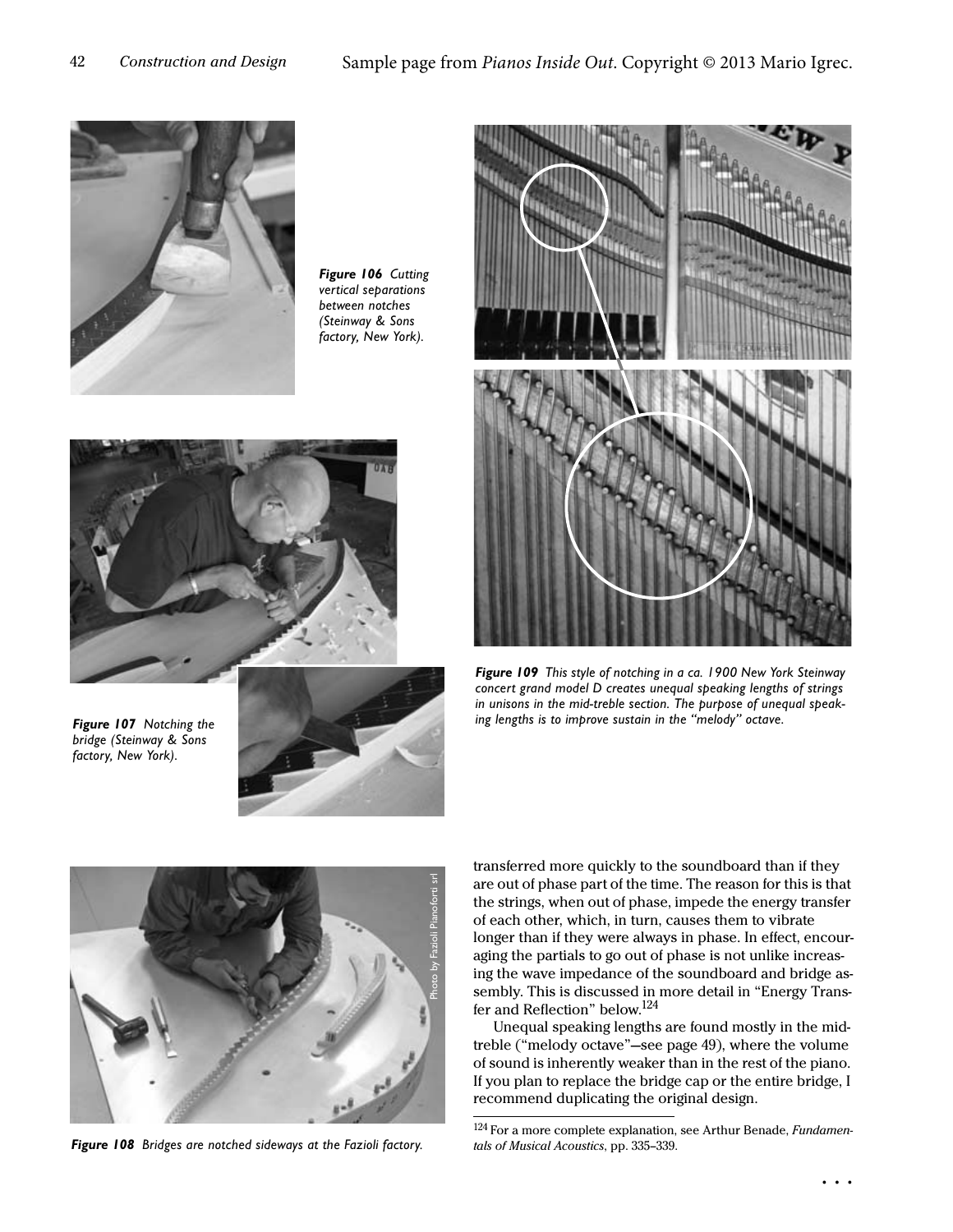*Figure 106 Cutting vertical separations between notches (Steinway & Sons factory, New York).*

*Figure 107 Notching the bridge (Steinway & Sons factory, New York).*

*Figure 109 This style of notching in a ca. 1900 New York Steinway concert grand model D creates unequal speaking lengths of strings in unisons in the mid-treble section. The purpose of unequal speaking lengths is to improve sustain in the "melody" octave.*

*Figure 108 Bridges are notched sideways at the Fazioli factory.*

transferred more quickly to the soundboard than if they are out of phase part of the time. The reason for this is that the strings, when out of phase, impede the energy transfer of each other, which, in turn, causes them to vibrate longer than if they were always in phase. In effect, encouraging the partials to go out of phase is not unlike increasing the wave impedance of the soundboard and bridge assembly. This is discussed in more detail in "Energy Transfer and Reflection" below.[124]

Unequal speaking lengths are found mostly in the mid-treble ("melody octave"—see page 49), where the volume of sound is inherently weaker than in the rest of the piano. If you plan to replace the bridge cap or the entire bridge, I recommend duplicating the original design.

[124] For a more complete explanation, see Arthur Benade, *Fundamentals of Musical Acoustics*, pp. 335–339.

• • •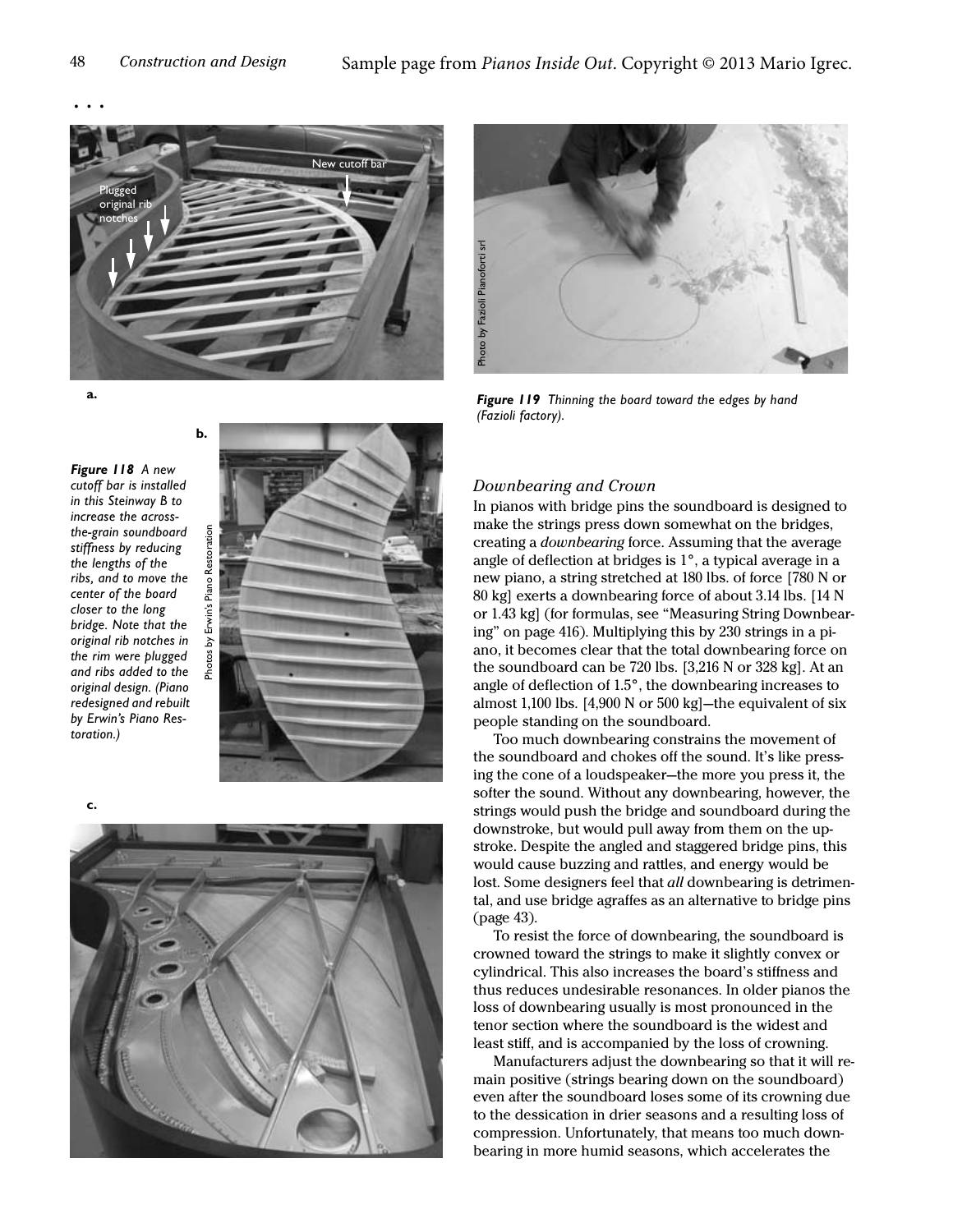**Figure 118** *A new cutoff bar is installed in this Steinway B to increase the across-the-grain soundboard stiffness by reducing the lengths of the ribs, and to move the center of the board closer to the long bridge. Note that the original rib notches in the rim were plugged and ribs added to the original design. (Piano redesigned and rebuilt by Erwin's Piano Restoration.)*

**Figure 119** *Thinning the board toward the edges by hand (Fazioli factory).*

### *Downbearing and Crown*

In pianos with bridge pins the soundboard is designed to make the strings press down somewhat on the bridges, creating a *downbearing* force. Assuming that the average angle of deflection at bridges is 1°, a typical average in a new piano, a string stretched at 180 lbs. of force [780 N or 80 kg] exerts a downbearing force of about 3.14 lbs. [14 N or 1.43 kg] (for formulas, see "Measuring String Downbearing" on page 416). Multiplying this by 230 strings in a piano, it becomes clear that the total downbearing force on the soundboard can be 720 lbs. [3,216 N or 328 kg]. At an angle of deflection of 1.5°, the downbearing increases to almost 1,100 lbs. [4,900 N or 500 kg]—the equivalent of six people standing on the soundboard.

Too much downbearing constrains the movement of the soundboard and chokes off the sound. It's like pressing the cone of a loudspeaker—the more you press it, the softer the sound. Without any downbearing, however, the strings would push the bridge and soundboard during the downstroke, but would pull away from them on the upstroke. Despite the angled and staggered bridge pins, this would cause buzzing and rattles, and energy would be lost. Some designers feel that *all* downbearing is detrimental, and use bridge agraffes as an alternative to bridge pins (page 43).

To resist the force of downbearing, the soundboard is crowned toward the strings to make it slightly convex or cylindrical. This also increases the board's stiffness and thus reduces undesirable resonances. In older pianos the loss of downbearing usually is most pronounced in the tenor section where the soundboard is the widest and least stiff, and is accompanied by the loss of crowning.

Manufacturers adjust the downbearing so that it will remain positive (strings bearing down on the soundboard) even after the soundboard loses some of its crowning due to the dessication in drier seasons and a resulting loss of compression. Unfortunately, that means too much downbearing in more humid seasons, which accelerates the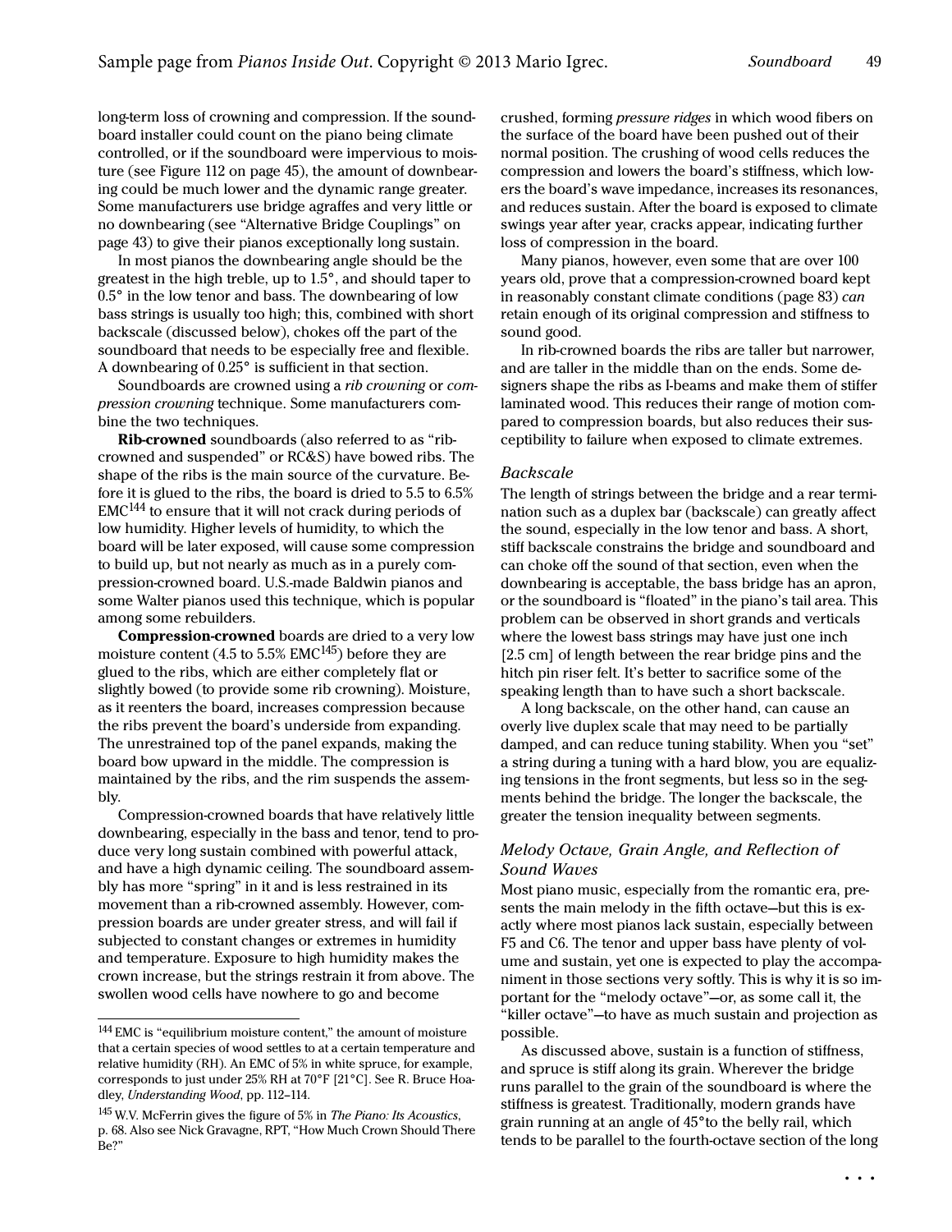long-term loss of crowning and compression. If the soundboard installer could count on the piano being climate controlled, or if the soundboard were impervious to moisture (see Figure 112 on page 45), the amount of downbearing could be much lower and the dynamic range greater. Some manufacturers use bridge agraffes and very little or no downbearing (see "Alternative Bridge Couplings" on page 43) to give their pianos exceptionally long sustain.

In most pianos the downbearing angle should be the greatest in the high treble, up to 1.5°, and should taper to 0.5° in the low tenor and bass. The downbearing of low bass strings is usually too high; this, combined with short backscale (discussed below), chokes off the part of the soundboard that needs to be especially free and flexible. A downbearing of 0.25° is sufficient in that section.

Soundboards are crowned using a *rib crowning* or *compression crowning* technique. Some manufacturers combine the two techniques.

**Rib-crowned** soundboards (also referred to as "rib-crowned and suspended" or RC&S) have bowed ribs. The shape of the ribs is the main source of the curvature. Before it is glued to the ribs, the board is dried to 5.5 to 6.5% EMC[144] to ensure that it will not crack during periods of low humidity. Higher levels of humidity, to which the board will be later exposed, will cause some compression to build up, but not nearly as much as in a purely compression-crowned board. U.S.-made Baldwin pianos and some Walter pianos used this technique, which is popular among some rebuilders.

**Compression-crowned** boards are dried to a very low moisture content (4.5 to 5.5% EMC[145]) before they are glued to the ribs, which are either completely flat or slightly bowed (to provide some rib crowning). Moisture, as it reenters the board, increases compression because the ribs prevent the board's underside from expanding. The unrestrained top of the panel expands, making the board bow upward in the middle. The compression is maintained by the ribs, and the rim suspends the assembly.

Compression-crowned boards that have relatively little downbearing, especially in the bass and tenor, tend to produce very long sustain combined with powerful attack, and have a high dynamic ceiling. The soundboard assembly has more "spring" in it and is less restrained in its movement than a rib-crowned assembly. However, compression boards are under greater stress, and will fail if subjected to constant changes or extremes in humidity and temperature. Exposure to high humidity makes the crown increase, but the strings restrain it from above. The swollen wood cells have nowhere to go and become crushed, forming *pressure ridges* in which wood fibers on the surface of the board have been pushed out of their normal position. The crushing of wood cells reduces the compression and lowers the board's stiffness, which lowers the board's wave impedance, increases its resonances, and reduces sustain. After the board is exposed to climate swings year after year, cracks appear, indicating further loss of compression in the board.

Many pianos, however, even some that are over 100 years old, prove that a compression-crowned board kept in reasonably constant climate conditions (page 83) *can* retain enough of its original compression and stiffness to sound good.

In rib-crowned boards the ribs are taller but narrower, and are taller in the middle than on the ends. Some designers shape the ribs as I-beams and make them of stiffer laminated wood. This reduces their range of motion compared to compression boards, but also reduces their susceptibility to failure when exposed to climate extremes.

### *Backscale*

The length of strings between the bridge and a rear termination such as a duplex bar (backscale) can greatly affect the sound, especially in the low tenor and bass. A short, stiff backscale constrains the bridge and soundboard and can choke off the sound of that section, even when the downbearing is acceptable, the bass bridge has an apron, or the soundboard is "floated" in the piano's tail area. This problem can be observed in short grands and verticals where the lowest bass strings may have just one inch [2.5 cm] of length between the rear bridge pins and the hitch pin riser felt. It's better to sacrifice some of the speaking length than to have such a short backscale.

A long backscale, on the other hand, can cause an overly live duplex scale that may need to be partially damped, and can reduce tuning stability. When you "set" a string during a tuning with a hard blow, you are equalizing tensions in the front segments, but less so in the segments behind the bridge. The longer the backscale, the greater the tension inequality between segments.

### *Melody Octave, Grain Angle, and Reflection of Sound Waves*

Most piano music, especially from the romantic era, presents the main melody in the fifth octave—but this is exactly where most pianos lack sustain, especially between F5 and C6. The tenor and upper bass have plenty of volume and sustain, yet one is expected to play the accompaniment in those sections very softly. This is why it is so important for the "melody octave"—or, as some call it, the "killer octave"—to have as much sustain and projection as possible.

As discussed above, sustain is a function of stiffness, and spruce is stiff along its grain. Wherever the bridge runs parallel to the grain of the soundboard is where the stiffness is greatest. Traditionally, modern grands have grain running at an angle of 45° to the belly rail, which tends to be parallel to the fourth-octave section of the long

. . .

---

[144] EMC is "equilibrium moisture content," the amount of moisture that a certain species of wood settles to at a certain temperature and relative humidity (RH). An EMC of 5% in white spruce, for example, corresponds to just under 25% RH at 70°F [21°C]. See R. Bruce Hoadley, *Understanding Wood*, pp. 112–114.

[145] W.V. McFerrin gives the figure of 5% in *The Piano: Its Acoustics*, p. 68. Also see Nick Gravagne, RPT, "How Much Crown Should There Be?"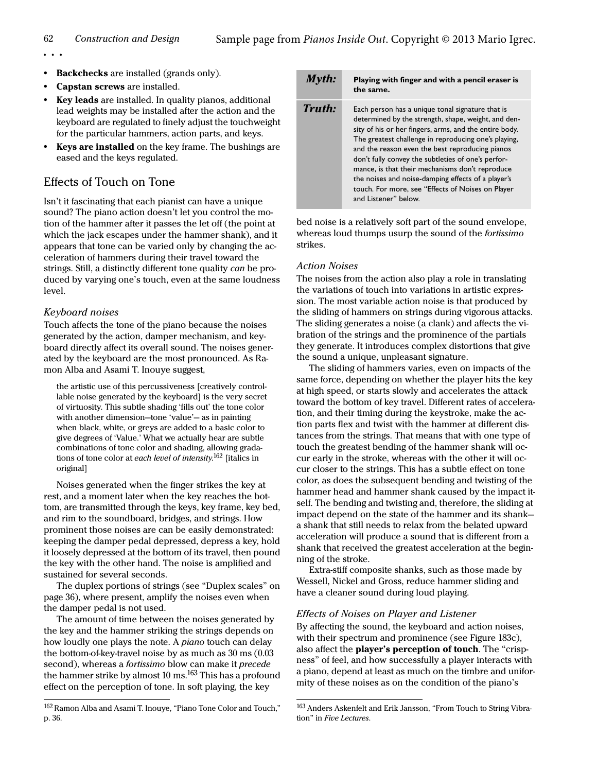. . .

- **Backchecks** are installed (grands only).
- **Capstan screws** are installed.
- **Key leads** are installed. In quality pianos, additional lead weights may be installed after the action and the keyboard are regulated to finely adjust the touchweight for the particular hammers, action parts, and keys.
- **Keys are installed** on the key frame. The bushings are eased and the keys regulated.

## Effects of Touch on Tone

Isn't it fascinating that each pianist can have a unique sound? The piano action doesn't let you control the motion of the hammer after it passes the let off (the point at which the jack escapes under the hammer shank), and it appears that tone can be varied only by changing the acceleration of hammers during their travel toward the strings. Still, a distinctly different tone quality *can* be produced by varying one's touch, even at the same loudness level.

### *Keyboard noises*

Touch affects the tone of the piano because the noises generated by the action, damper mechanism, and keyboard directly affect its overall sound. The noises generated by the keyboard are the most pronounced. As Ramon Alba and Asami T. Inouye suggest,

> the artistic use of this percussiveness [creatively controllable noise generated by the keyboard] is the very secret of virtuosity. This subtle shading 'fills out' the tone color with another dimension—tone 'value'— as in painting when black, white, or greys are added to a basic color to give degrees of 'Value.' What we actually hear are subtle combinations of tone color and shading, allowing gradations of tone color at *each level of intensity*.[162] [italics in original]

Noises generated when the finger strikes the key at rest, and a moment later when the key reaches the bottom, are transmitted through the keys, key frame, key bed, and rim to the soundboard, bridges, and strings. How prominent those noises are can be easily demonstrated: keeping the damper pedal depressed, depress a key, hold it loosely depressed at the bottom of its travel, then pound the key with the other hand. The noise is amplified and sustained for several seconds.

The duplex portions of strings (see "Duplex scales" on page 36), where present, amplify the noises even when the damper pedal is not used.

The amount of time between the noises generated by the key and the hammer striking the strings depends on how loudly one plays the note. A *piano* touch can delay the bottom-of-key-travel noise by as much as 30 ms (0.03 second), whereas a *fortissimo* blow can make it *precede* the hammer strike by almost 10 ms.[163] This has a profound effect on the perception of tone. In soft playing, the key bed noise is a relatively soft part of the sound envelope, whereas loud thumps usurp the sound of the *fortissimo* strikes.

| *Myth:* | **Playing with finger and with a pencil eraser is the same.** |
|---|---|
| *Truth:* | Each person has a unique tonal signature that is determined by the strength, shape, weight, and density of his or her fingers, arms, and the entire body. The greatest challenge in reproducing one's playing, and the reason even the best reproducing pianos don't fully convey the subtleties of one's performance, is that their mechanisms don't reproduce the noises and noise-damping effects of a player's touch. For more, see "Effects of Noises on Player and Listener" below. |

### *Action Noises*

The noises from the action also play a role in translating the variations of touch into variations in artistic expression. The most variable action noise is that produced by the sliding of hammers on strings during vigorous attacks. The sliding generates a noise (a clank) and affects the vibration of the strings and the prominence of the partials they generate. It introduces complex distortions that give the sound a unique, unpleasant signature.

The sliding of hammers varies, even on impacts of the same force, depending on whether the player hits the key at high speed, or starts slowly and accelerates the attack toward the bottom of key travel. Different rates of acceleration, and their timing during the keystroke, make the action parts flex and twist with the hammer at different distances from the strings. That means that with one type of touch the greatest bending of the hammer shank will occur early in the stroke, whereas with the other it will occur closer to the strings. This has a subtle effect on tone color, as does the subsequent bending and twisting of the hammer head and hammer shank caused by the impact itself. The bending and twisting and, therefore, the sliding at impact depend on the state of the hammer and its shank—a shank that still needs to relax from the belated upward acceleration will produce a sound that is different from a shank that received the greatest acceleration at the beginning of the stroke.

Extra-stiff composite shanks, such as those made by Wessell, Nickel and Gross, reduce hammer sliding and have a cleaner sound during loud playing.

### *Effects of Noises on Player and Listener*

By affecting the sound, the keyboard and action noises, with their spectrum and prominence (see Figure 183c), also affect the **player's perception of touch**. The "crispness" of feel, and how successfully a player interacts with a piano, depend at least as much on the timbre and uniformity of these noises as on the condition of the piano's

---

[162] Ramon Alba and Asami T. Inouye, "Piano Tone Color and Touch," p. 36.

[163] Anders Askenfelt and Erik Jansson, "From Touch to String Vibration" in *Five Lectures*.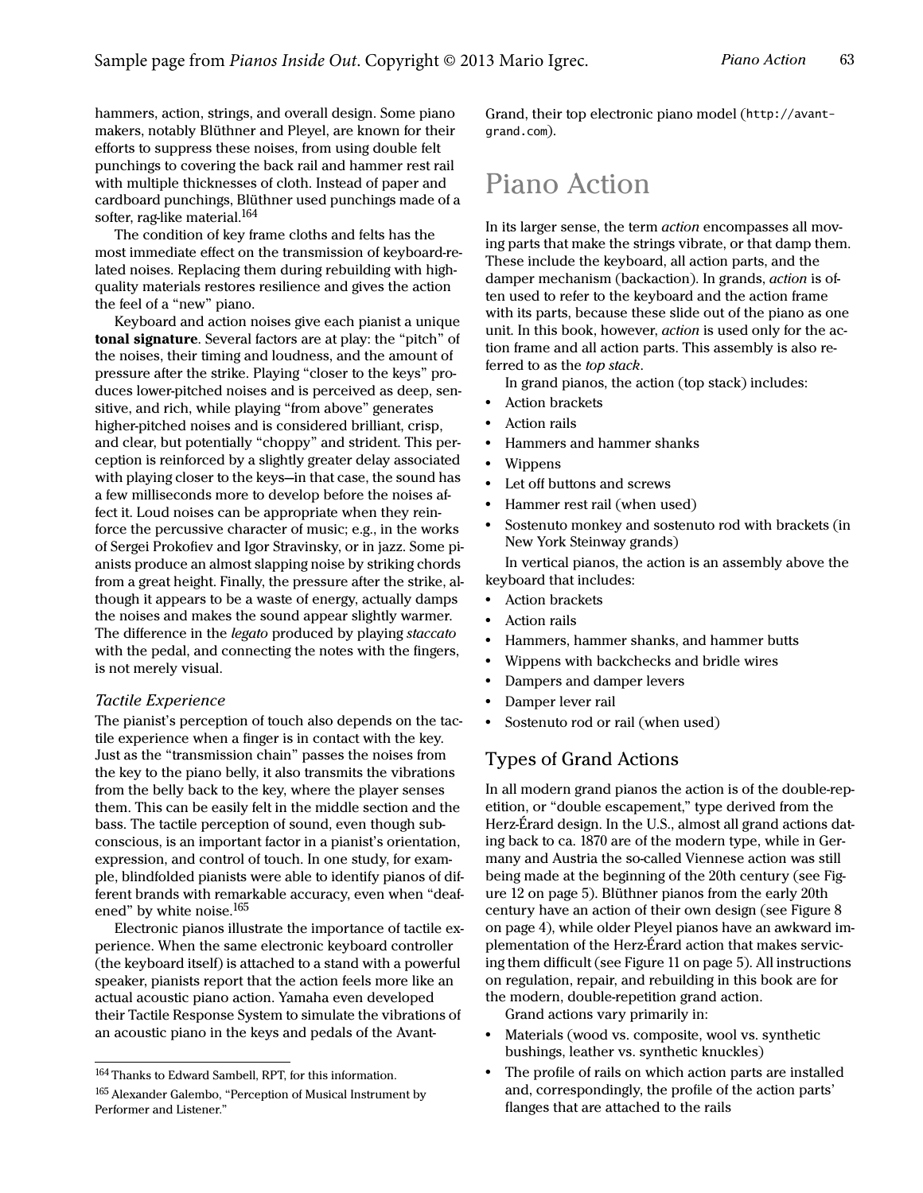hammers, action, strings, and overall design. Some piano makers, notably Blüthner and Pleyel, are known for their efforts to suppress these noises, from using double felt punchings to covering the back rail and hammer rest rail with multiple thicknesses of cloth. Instead of paper and cardboard punchings, Blüthner used punchings made of a softer, rag-like material.[164]

The condition of key frame cloths and felts has the most immediate effect on the transmission of keyboard-related noises. Replacing them during rebuilding with high-quality materials restores resilience and gives the action the feel of a "new" piano.

Keyboard and action noises give each pianist a unique **tonal signature**. Several factors are at play: the "pitch" of the noises, their timing and loudness, and the amount of pressure after the strike. Playing "closer to the keys" produces lower-pitched noises and is perceived as deep, sensitive, and rich, while playing "from above" generates higher-pitched noises and is considered brilliant, crisp, and clear, but potentially "choppy" and strident. This perception is reinforced by a slightly greater delay associated with playing closer to the keys—in that case, the sound has a few milliseconds more to develop before the noises affect it. Loud noises can be appropriate when they reinforce the percussive character of music; e.g., in the works of Sergei Prokofiev and Igor Stravinsky, or in jazz. Some pianists produce an almost slapping noise by striking chords from a great height. Finally, the pressure after the strike, although it appears to be a waste of energy, actually damps the noises and makes the sound appear slightly warmer. The difference in the *legato* produced by playing *staccato* with the pedal, and connecting the notes with the fingers, is not merely visual.

### *Tactile Experience*

The pianist's perception of touch also depends on the tactile experience when a finger is in contact with the key. Just as the "transmission chain" passes the noises from the key to the piano belly, it also transmits the vibrations from the belly back to the key, where the player senses them. This can be easily felt in the middle section and the bass. The tactile perception of sound, even though subconscious, is an important factor in a pianist's orientation, expression, and control of touch. In one study, for example, blindfolded pianists were able to identify pianos of different brands with remarkable accuracy, even when "deafened" by white noise.[165]

Electronic pianos illustrate the importance of tactile experience. When the same electronic keyboard controller (the keyboard itself) is attached to a stand with a powerful speaker, pianists report that the action feels more like an actual acoustic piano action. Yamaha even developed their Tactile Response System to simulate the vibrations of an acoustic piano in the keys and pedals of the AvantGrand, their top electronic piano model (`http://avantgrand.com`).

# Piano Action

In its larger sense, the term *action* encompasses all moving parts that make the strings vibrate, or that damp them. These include the keyboard, all action parts, and the damper mechanism (backaction). In grands, *action* is often used to refer to the keyboard and the action frame with its parts, because these slide out of the piano as one unit. In this book, however, *action* is used only for the action frame and all action parts. This assembly is also referred to as the *top stack*.

In grand pianos, the action (top stack) includes:

- Action brackets
- Action rails
- Hammers and hammer shanks
- Wippens
- Let off buttons and screws
- Hammer rest rail (when used)
- Sostenuto monkey and sostenuto rod with brackets (in New York Steinway grands)

In vertical pianos, the action is an assembly above the keyboard that includes:

- Action brackets
- Action rails
- Hammers, hammer shanks, and hammer butts
- Wippens with backchecks and bridle wires
- Dampers and damper levers
- Damper lever rail
- Sostenuto rod or rail (when used)

## Types of Grand Actions

In all modern grand pianos the action is of the double-repetition, or "double escapement," type derived from the Herz-Érard design. In the U.S., almost all grand actions dating back to ca. 1870 are of the modern type, while in Germany and Austria the so-called Viennese action was still being made at the beginning of the 20th century (see Figure 12 on page 5). Blüthner pianos from the early 20th century have an action of their own design (see Figure 8 on page 4), while older Pleyel pianos have an awkward implementation of the Herz-Érard action that makes servicing them difficult (see Figure 11 on page 5). All instructions on regulation, repair, and rebuilding in this book are for the modern, double-repetition grand action.

Grand actions vary primarily in:

- Materials (wood vs. composite, wool vs. synthetic bushings, leather vs. synthetic knuckles)
- The profile of rails on which action parts are installed and, correspondingly, the profile of the action parts' flanges that are attached to the rails

---

[164] Thanks to Edward Sambell, RPT, for this information.

[165] Alexander Galembo, "Perception of Musical Instrument by Performer and Listener."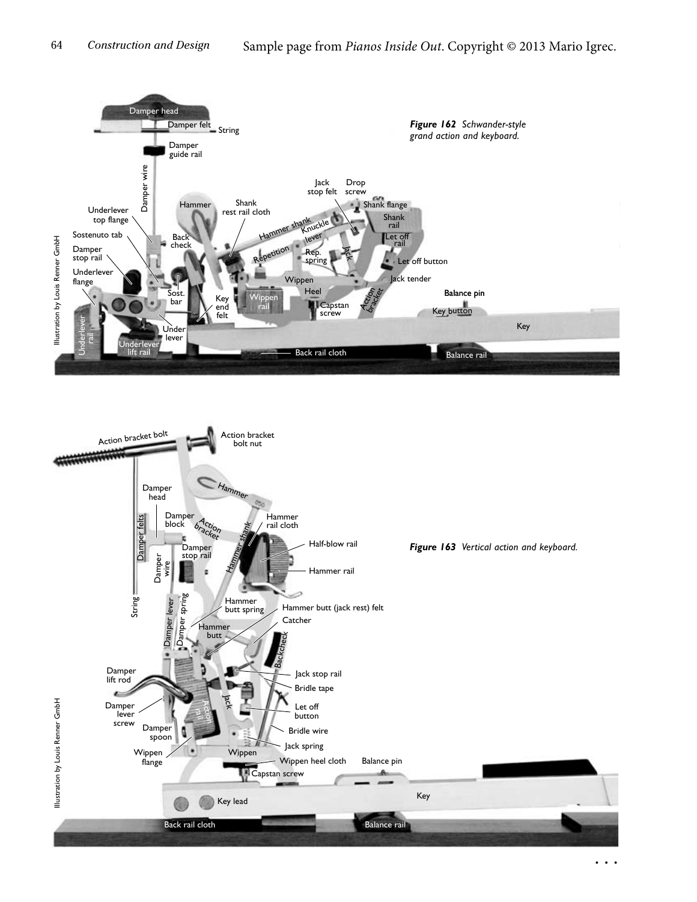*Figure 162 Schwander-style grand action and keyboard.*

*Figure 163 Vertical action and keyboard.*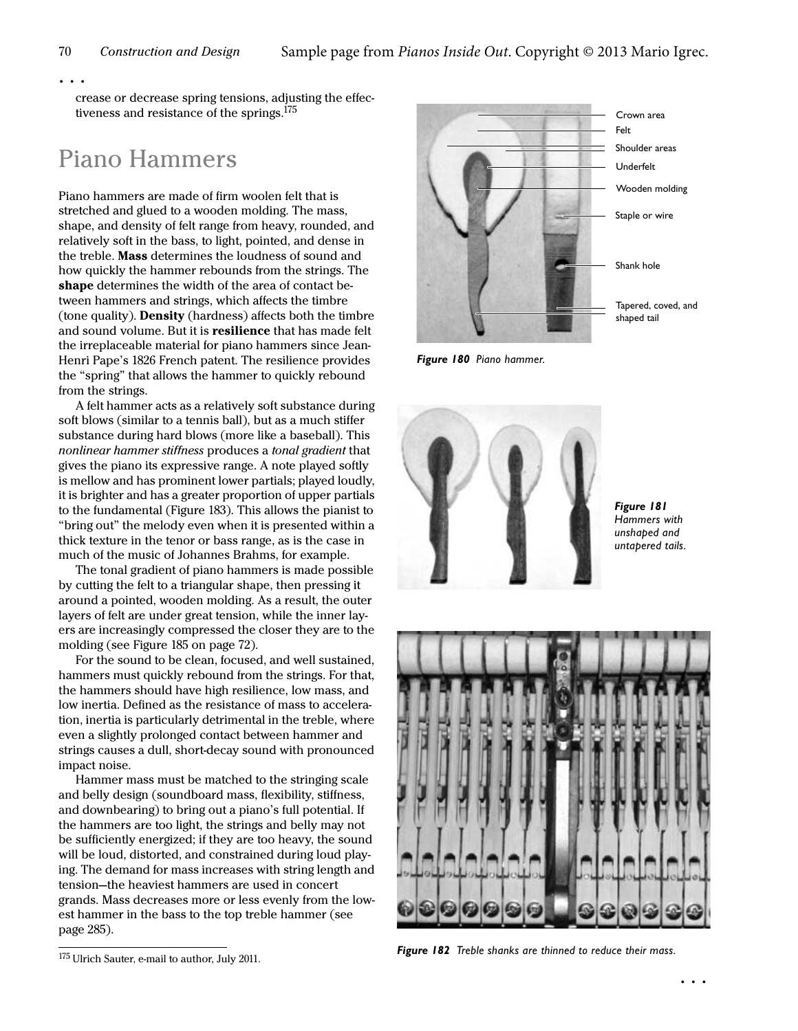crease or decrease spring tensions, adjusting the effectiveness and resistance of the springs.[175]

## Piano Hammers

Piano hammers are made of firm woolen felt that is stretched and glued to a wooden molding. The mass, shape, and density of felt range from heavy, rounded, and relatively soft in the bass, to light, pointed, and dense in the treble. **Mass** determines the loudness of sound and how quickly the hammer rebounds from the strings. The **shape** determines the width of the area of contact between hammers and strings, which affects the timbre (tone quality). **Density** (hardness) affects both the timbre and sound volume. But it is **resilience** that has made felt the irreplaceable material for piano hammers since Jean-Henri Pape's 1826 French patent. The resilience provides the "spring" that allows the hammer to quickly rebound from the strings.

A felt hammer acts as a relatively soft substance during soft blows (similar to a tennis ball), but as a much stiffer substance during hard blows (more like a baseball). This *nonlinear hammer stiffness* produces a *tonal gradient* that gives the piano its expressive range. A note played softly is mellow and has prominent lower partials; played loudly, it is brighter and has a greater proportion of upper partials to the fundamental (Figure 183). This allows the pianist to "bring out" the melody even when it is presented within a thick texture in the tenor or bass range, as is the case in much of the music of Johannes Brahms, for example.

The tonal gradient of piano hammers is made possible by cutting the felt to a triangular shape, then pressing it around a pointed, wooden molding. As a result, the outer layers of felt are under great tension, while the inner layers are increasingly compressed the closer they are to the molding (see Figure 185 on page 72).

For the sound to be clean, focused, and well sustained, hammers must quickly rebound from the strings. For that, the hammers should have high resilience, low mass, and low inertia. Defined as the resistance of mass to acceleration, inertia is particularly detrimental in the treble, where even a slightly prolonged contact between hammer and strings causes a dull, short-decay sound with pronounced impact noise.

Hammer mass must be matched to the stringing scale and belly design (soundboard mass, flexibility, stiffness, and downbearing) to bring out a piano's full potential. If the hammers are too light, the strings and belly may not be sufficiently energized; if they are too heavy, the sound will be loud, distorted, and constrained during loud playing. The demand for mass increases with string length and tension—the heaviest hammers are used in concert grands. Mass decreases more or less evenly from the lowest hammer in the bass to the top treble hammer (see page 285).

Crown area
Felt
Shoulder areas
Underfelt
Wooden molding
Staple or wire
Shank hole
Tapered, coved, and shaped tail

***Figure 180*** *Piano hammer.*

***Figure 181*** *Hammers with unshaped and untapered tails.*

***Figure 182*** *Treble shanks are thinned to reduce their mass.*

[175] Ulrich Sauter, e-mail to author, July 2011.